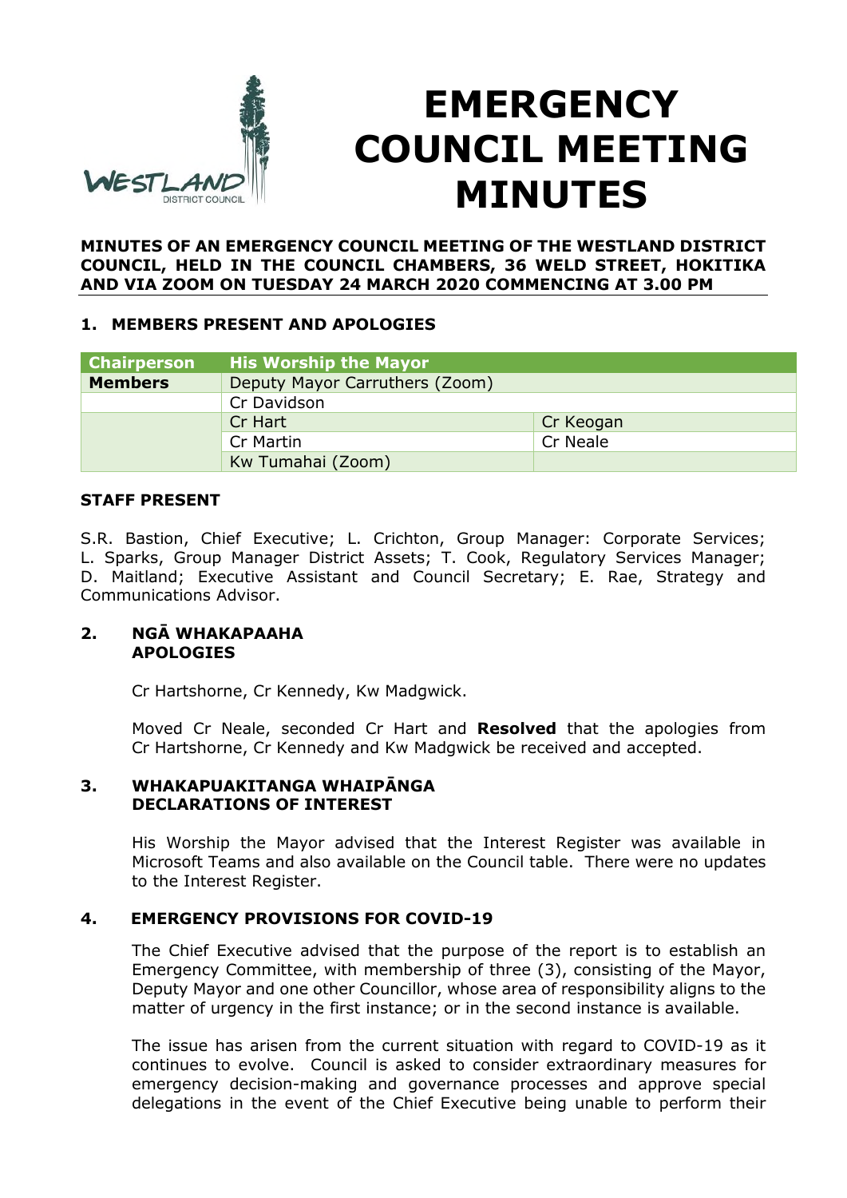# EMERGENCY COUNCIL MEETING MINUTES

**MINUTES OF AN EMERGENCY COUNCIL MEETING OF THE WESTLAND DISTRICT COUNCIL, HELD IN THE COUNCIL CHAMBERS, 36 WELD STREET, HOKITIKA AND VIA ZOOM ON TUESDAY 24 MARCH 2020 COMMENCING AT 3.00 PM**

## 1. MEMBERS PRESENT AND APOLOGIES

| Chairperson | His Worship the Mayor | |
|---|---|---|
| **Members** | Deputy Mayor Carruthers (Zoom) | |
| | Cr Davidson | |
| | Cr Hart | Cr Keogan |
| | Cr Martin | Cr Neale |
| | Kw Tumahai (Zoom) | |

### STAFF PRESENT

S.R. Bastion, Chief Executive; L. Crichton, Group Manager: Corporate Services; L. Sparks, Group Manager District Assets; T. Cook, Regulatory Services Manager; D. Maitland; Executive Assistant and Council Secretary; E. Rae, Strategy and Communications Advisor.

## 2. NGĀ WHAKAPAAHA APOLOGIES

Cr Hartshorne, Cr Kennedy, Kw Madgwick.

Moved Cr Neale, seconded Cr Hart and **Resolved** that the apologies from Cr Hartshorne, Cr Kennedy and Kw Madgwick be received and accepted.

## 3. WHAKAPUAKITANGA WHAIPĀNGA DECLARATIONS OF INTEREST

His Worship the Mayor advised that the Interest Register was available in Microsoft Teams and also available on the Council table. There were no updates to the Interest Register.

## 4. EMERGENCY PROVISIONS FOR COVID-19

The Chief Executive advised that the purpose of the report is to establish an Emergency Committee, with membership of three (3), consisting of the Mayor, Deputy Mayor and one other Councillor, whose area of responsibility aligns to the matter of urgency in the first instance; or in the second instance is available.

The issue has arisen from the current situation with regard to COVID-19 as it continues to evolve. Council is asked to consider extraordinary measures for emergency decision-making and governance processes and approve special delegations in the event of the Chief Executive being unable to perform their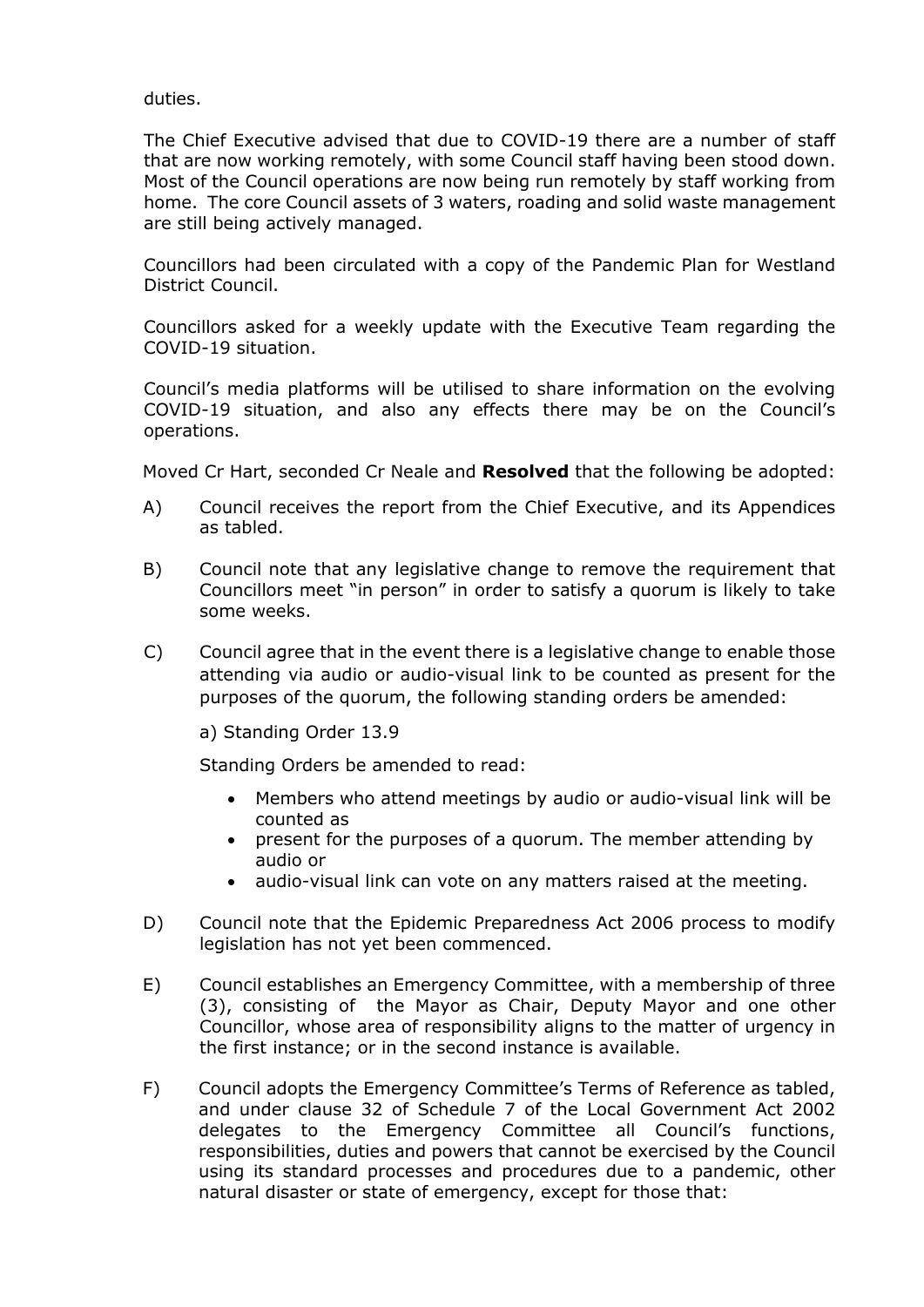duties.

The Chief Executive advised that due to COVID-19 there are a number of staff that are now working remotely, with some Council staff having been stood down. Most of the Council operations are now being run remotely by staff working from home. The core Council assets of 3 waters, roading and solid waste management are still being actively managed.

Councillors had been circulated with a copy of the Pandemic Plan for Westland District Council.

Councillors asked for a weekly update with the Executive Team regarding the COVID-19 situation.

Council's media platforms will be utilised to share information on the evolving COVID-19 situation, and also any effects there may be on the Council's operations.

Moved Cr Hart, seconded Cr Neale and **Resolved** that the following be adopted:

A) Council receives the report from the Chief Executive, and its Appendices as tabled.

B) Council note that any legislative change to remove the requirement that Councillors meet "in person" in order to satisfy a quorum is likely to take some weeks.

C) Council agree that in the event there is a legislative change to enable those attending via audio or audio-visual link to be counted as present for the purposes of the quorum, the following standing orders be amended:

   a) Standing Order 13.9

   Standing Orders be amended to read:

   - Members who attend meetings by audio or audio-visual link will be counted as
   - present for the purposes of a quorum. The member attending by audio or
   - audio-visual link can vote on any matters raised at the meeting.

D) Council note that the Epidemic Preparedness Act 2006 process to modify legislation has not yet been commenced.

E) Council establishes an Emergency Committee, with a membership of three (3), consisting of the Mayor as Chair, Deputy Mayor and one other Councillor, whose area of responsibility aligns to the matter of urgency in the first instance; or in the second instance is available.

F) Council adopts the Emergency Committee's Terms of Reference as tabled, and under clause 32 of Schedule 7 of the Local Government Act 2002 delegates to the Emergency Committee all Council's functions, responsibilities, duties and powers that cannot be exercised by the Council using its standard processes and procedures due to a pandemic, other natural disaster or state of emergency, except for those that: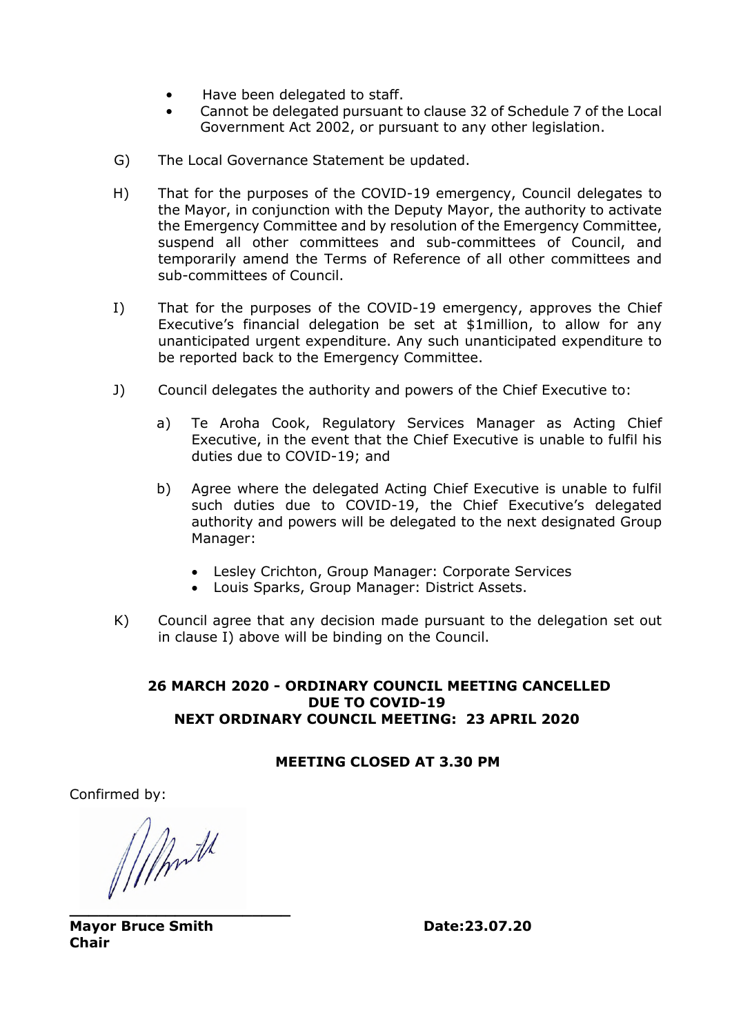- Have been delegated to staff.
- Cannot be delegated pursuant to clause 32 of Schedule 7 of the Local Government Act 2002, or pursuant to any other legislation.

G) The Local Governance Statement be updated.

H) That for the purposes of the COVID-19 emergency, Council delegates to the Mayor, in conjunction with the Deputy Mayor, the authority to activate the Emergency Committee and by resolution of the Emergency Committee, suspend all other committees and sub-committees of Council, and temporarily amend the Terms of Reference of all other committees and sub-committees of Council.

I) That for the purposes of the COVID-19 emergency, approves the Chief Executive's financial delegation be set at $1million, to allow for any unanticipated urgent expenditure. Any such unanticipated expenditure to be reported back to the Emergency Committee.

J) Council delegates the authority and powers of the Chief Executive to:

   a) Te Aroha Cook, Regulatory Services Manager as Acting Chief Executive, in the event that the Chief Executive is unable to fulfil his duties due to COVID-19; and

   b) Agree where the delegated Acting Chief Executive is unable to fulfil such duties due to COVID-19, the Chief Executive's delegated authority and powers will be delegated to the next designated Group Manager:

      - Lesley Crichton, Group Manager: Corporate Services
      - Louis Sparks, Group Manager: District Assets.

K) Council agree that any decision made pursuant to the delegation set out in clause I) above will be binding on the Council.

**26 MARCH 2020 - ORDINARY COUNCIL MEETING CANCELLED DUE TO COVID-19**
**NEXT ORDINARY COUNCIL MEETING: 23 APRIL 2020**

**MEETING CLOSED AT 3.30 PM**

Confirmed by:

**Mayor Bruce Smith**
**Chair**

**Date:23.07.20**